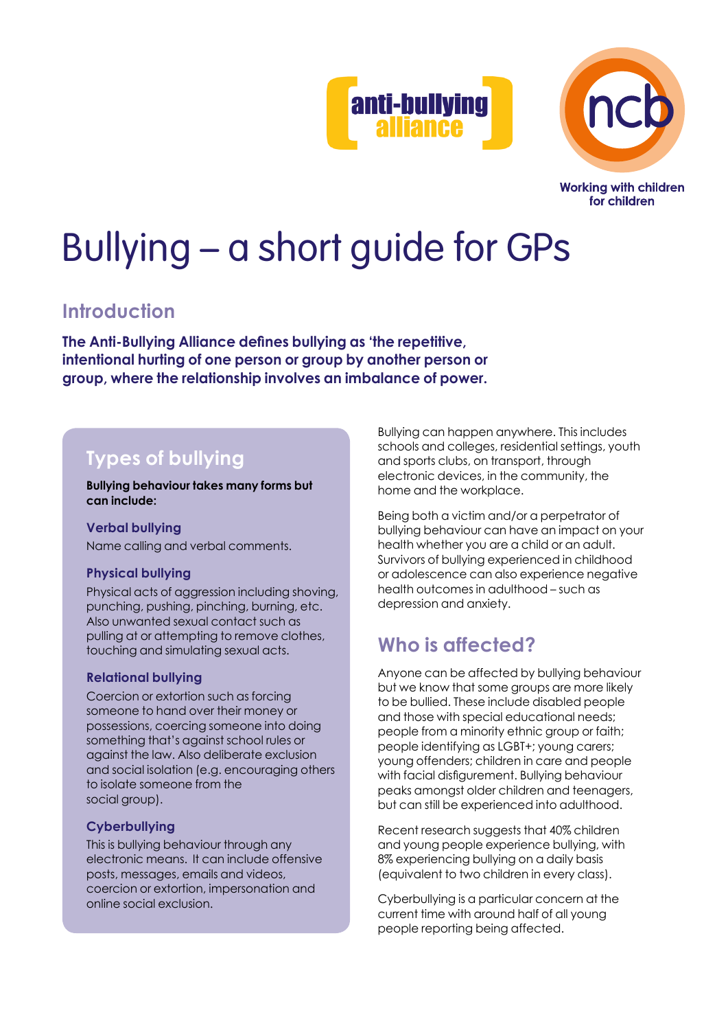anti-bullying alliance

ncb

Working with children for children

# Bullying – a short guide for GPs

## Introduction

**The Anti-Bullying Alliance defines bullying as 'the repetitive, intentional hurting of one person or group by another person or group, where the relationship involves an imbalance of power.**

## Types of bullying

**Bullying behaviour takes many forms but can include:**

### Verbal bullying

Name calling and verbal comments.

### Physical bullying

Physical acts of aggression including shoving, punching, pushing, pinching, burning, etc. Also unwanted sexual contact such as pulling at or attempting to remove clothes, touching and simulating sexual acts.

### Relational bullying

Coercion or extortion such as forcing someone to hand over their money or possessions, coercing someone into doing something that's against school rules or against the law. Also deliberate exclusion and social isolation (e.g. encouraging others to isolate someone from the social group).

### Cyberbullying

This is bullying behaviour through any electronic means. It can include offensive posts, messages, emails and videos, coercion or extortion, impersonation and online social exclusion.

Bullying can happen anywhere. This includes schools and colleges, residential settings, youth and sports clubs, on transport, through electronic devices, in the community, the home and the workplace.

Being both a victim and/or a perpetrator of bullying behaviour can have an impact on your health whether you are a child or an adult. Survivors of bullying experienced in childhood or adolescence can also experience negative health outcomes in adulthood – such as depression and anxiety.

## Who is affected?

Anyone can be affected by bullying behaviour but we know that some groups are more likely to be bullied. These include disabled people and those with special educational needs; people from a minority ethnic group or faith; people identifying as LGBT+; young carers; young offenders; children in care and people with facial disfigurement. Bullying behaviour peaks amongst older children and teenagers, but can still be experienced into adulthood.

Recent research suggests that 40% children and young people experience bullying, with 8% experiencing bullying on a daily basis (equivalent to two children in every class).

Cyberbullying is a particular concern at the current time with around half of all young people reporting being affected.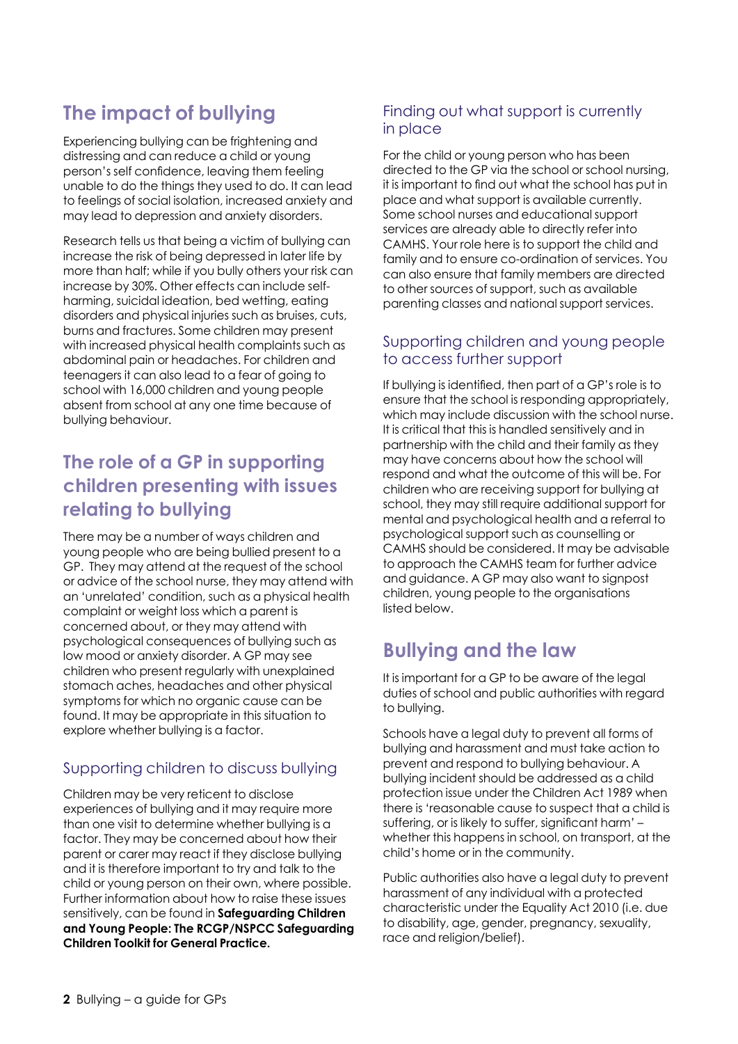## The impact of bullying

Experiencing bullying can be frightening and distressing and can reduce a child or young person's self confidence, leaving them feeling unable to do the things they used to do. It can lead to feelings of social isolation, increased anxiety and may lead to depression and anxiety disorders.

Research tells us that being a victim of bullying can increase the risk of being depressed in later life by more than half; while if you bully others your risk can increase by 30%. Other effects can include self-harming, suicidal ideation, bed wetting, eating disorders and physical injuries such as bruises, cuts, burns and fractures. Some children may present with increased physical health complaints such as abdominal pain or headaches. For children and teenagers it can also lead to a fear of going to school with 16,000 children and young people absent from school at any one time because of bullying behaviour.

## The role of a GP in supporting children presenting with issues relating to bullying

There may be a number of ways children and young people who are being bullied present to a GP. They may attend at the request of the school or advice of the school nurse, they may attend with an 'unrelated' condition, such as a physical health complaint or weight loss which a parent is concerned about, or they may attend with psychological consequences of bullying such as low mood or anxiety disorder. A GP may see children who present regularly with unexplained stomach aches, headaches and other physical symptoms for which no organic cause can be found. It may be appropriate in this situation to explore whether bullying is a factor.

### Supporting children to discuss bullying

Children may be very reticent to disclose experiences of bullying and it may require more than one visit to determine whether bullying is a factor. They may be concerned about how their parent or carer may react if they disclose bullying and it is therefore important to try and talk to the child or young person on their own, where possible. Further information about how to raise these issues sensitively, can be found in **Safeguarding Children and Young People: The RCGP/NSPCC Safeguarding Children Toolkit for General Practice.**

### Finding out what support is currently in place

For the child or young person who has been directed to the GP via the school or school nursing, it is important to find out what the school has put in place and what support is available currently. Some school nurses and educational support services are already able to directly refer into CAMHS. Your role here is to support the child and family and to ensure co-ordination of services. You can also ensure that family members are directed to other sources of support, such as available parenting classes and national support services.

### Supporting children and young people to access further support

If bullying is identified, then part of a GP's role is to ensure that the school is responding appropriately, which may include discussion with the school nurse. It is critical that this is handled sensitively and in partnership with the child and their family as they may have concerns about how the school will respond and what the outcome of this will be. For children who are receiving support for bullying at school, they may still require additional support for mental and psychological health and a referral to psychological support such as counselling or CAMHS should be considered. It may be advisable to approach the CAMHS team for further advice and guidance. A GP may also want to signpost children, young people to the organisations listed below.

## Bullying and the law

It is important for a GP to be aware of the legal duties of school and public authorities with regard to bullying.

Schools have a legal duty to prevent all forms of bullying and harassment and must take action to prevent and respond to bullying behaviour. A bullying incident should be addressed as a child protection issue under the Children Act 1989 when there is 'reasonable cause to suspect that a child is suffering, or is likely to suffer, significant harm' – whether this happens in school, on transport, at the child's home or in the community.

Public authorities also have a legal duty to prevent harassment of any individual with a protected characteristic under the Equality Act 2010 (i.e. due to disability, age, gender, pregnancy, sexuality, race and religion/belief).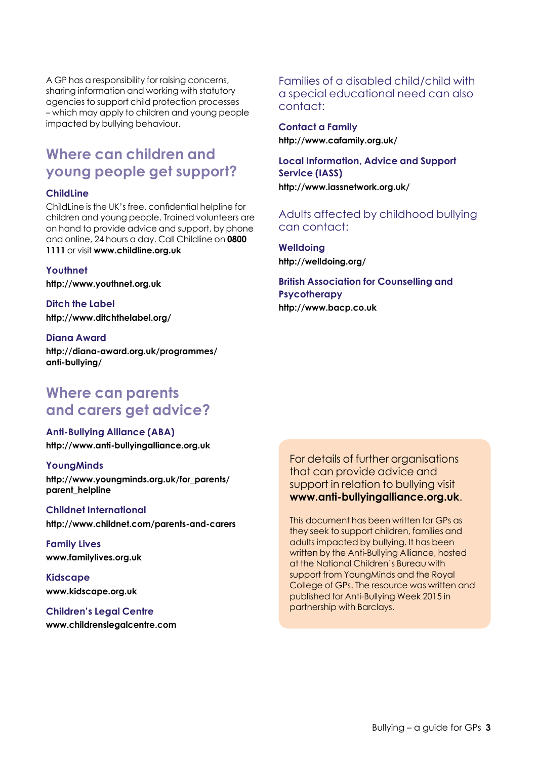A GP has a responsibility for raising concerns, sharing information and working with statutory agencies to support child protection processes – which may apply to children and young people impacted by bullying behaviour.

## Where can children and young people get support?

### ChildLine

ChildLine is the UK's free, confidential helpline for children and young people. Trained volunteers are on hand to provide advice and support, by phone and online, 24 hours a day. Call Childline on **0800 1111** or visit **www.childline.org.uk**

### Youthnet

**http://www.youthnet.org.uk**

### Ditch the Label

**http://www.ditchthelabel.org/**

### Diana Award

**http://diana-award.org.uk/programmes/anti-bullying/**

## Where can parents and carers get advice?

### Anti-Bullying Alliance (ABA)

**http://www.anti-bullyingalliance.org.uk**

### YoungMinds

**http://www.youngminds.org.uk/for_parents/parent_helpline**

### Childnet International

**http://www.childnet.com/parents-and-carers**

### Family Lives

**www.familylives.org.uk**

### Kidscape

**www.kidscape.org.uk**

### Children's Legal Centre

**www.childrenslegalcentre.com**

## Families of a disabled child/child with a special educational need can also contact:

### Contact a Family

**http://www.cafamily.org.uk/**

### Local Information, Advice and Support Service (IASS)

**http://www.iassnetwork.org.uk/**

## Adults affected by childhood bullying can contact:

### Welldoing

**http://welldoing.org/**

### British Association for Counselling and Psycotherapy

**http://www.bacp.co.uk**

For details of further organisations that can provide advice and support in relation to bullying visit **www.anti-bullyingalliance.org.uk**.

This document has been written for GPs as they seek to support children, families and adults impacted by bullying. It has been written by the Anti-Bullying Alliance, hosted at the National Children's Bureau with support from YoungMinds and the Royal College of GPs. The resource was written and published for Anti-Bullying Week 2015 in partnership with Barclays.